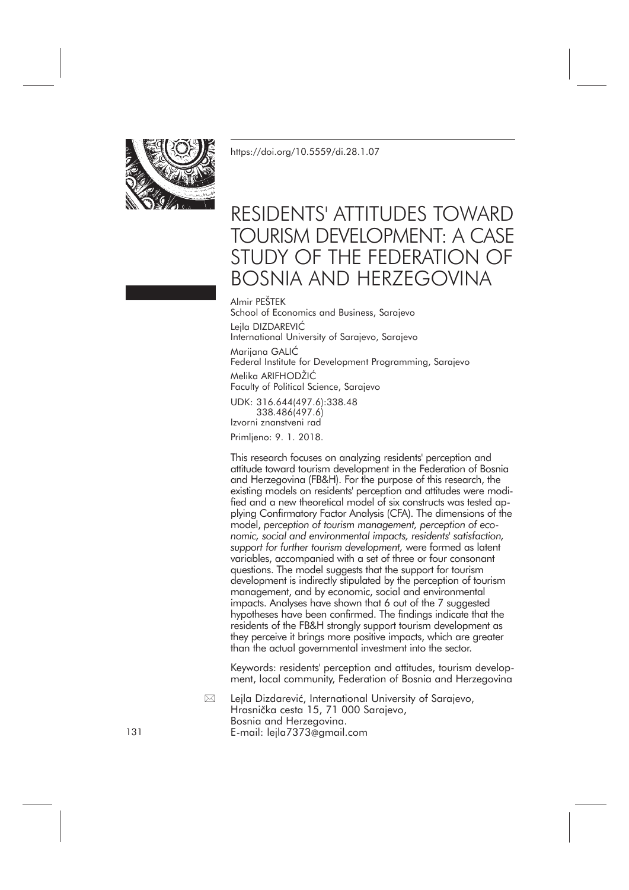https://doi.org/10.5559/di.28.1.07

# RESIDENTS' ATTITUDES TOWARD TOURISM DEVELOPMENT: A CASE STUDY OF THE FEDERATION OF BOSNIA AND HERZEGOVINA

Almir PEŠTEK
School of Economics and Business, Sarajevo

Lejla DIZDAREVIĆ
International University of Sarajevo, Sarajevo

Marijana GALIĆ
Federal Institute for Development Programming, Sarajevo

Melika ARIFHODŽIĆ
Faculty of Political Science, Sarajevo

UDK: 316.644(497.6):338.48
338.486(497.6)
Izvorni znanstveni rad

Primljeno: 9. 1. 2018.

This research focuses on analyzing residents' perception and attitude toward tourism development in the Federation of Bosnia and Herzegovina (FB&H). For the purpose of this research, the existing models on residents' perception and attitudes were modified and a new theoretical model of six constructs was tested applying Confirmatory Factor Analysis (CFA). The dimensions of the model, *perception of tourism management, perception of economic, social and environmental impacts, residents' satisfaction, support for further tourism development,* were formed as latent variables, accompanied with a set of three or four consonant questions. The model suggests that the support for tourism development is indirectly stipulated by the perception of tourism management, and by economic, social and environmental impacts. Analyses have shown that 6 out of the 7 suggested hypotheses have been confirmed. The findings indicate that the residents of the FB&H strongly support tourism development as they perceive it brings more positive impacts, which are greater than the actual governmental investment into the sector.

Keywords: residents' perception and attitudes, tourism development, local community, Federation of Bosnia and Herzegovina

✉ Lejla Dizdarević, International University of Sarajevo, Hrasnička cesta 15, 71 000 Sarajevo, Bosnia and Herzegovina. E-mail: lejla7373@gmail.com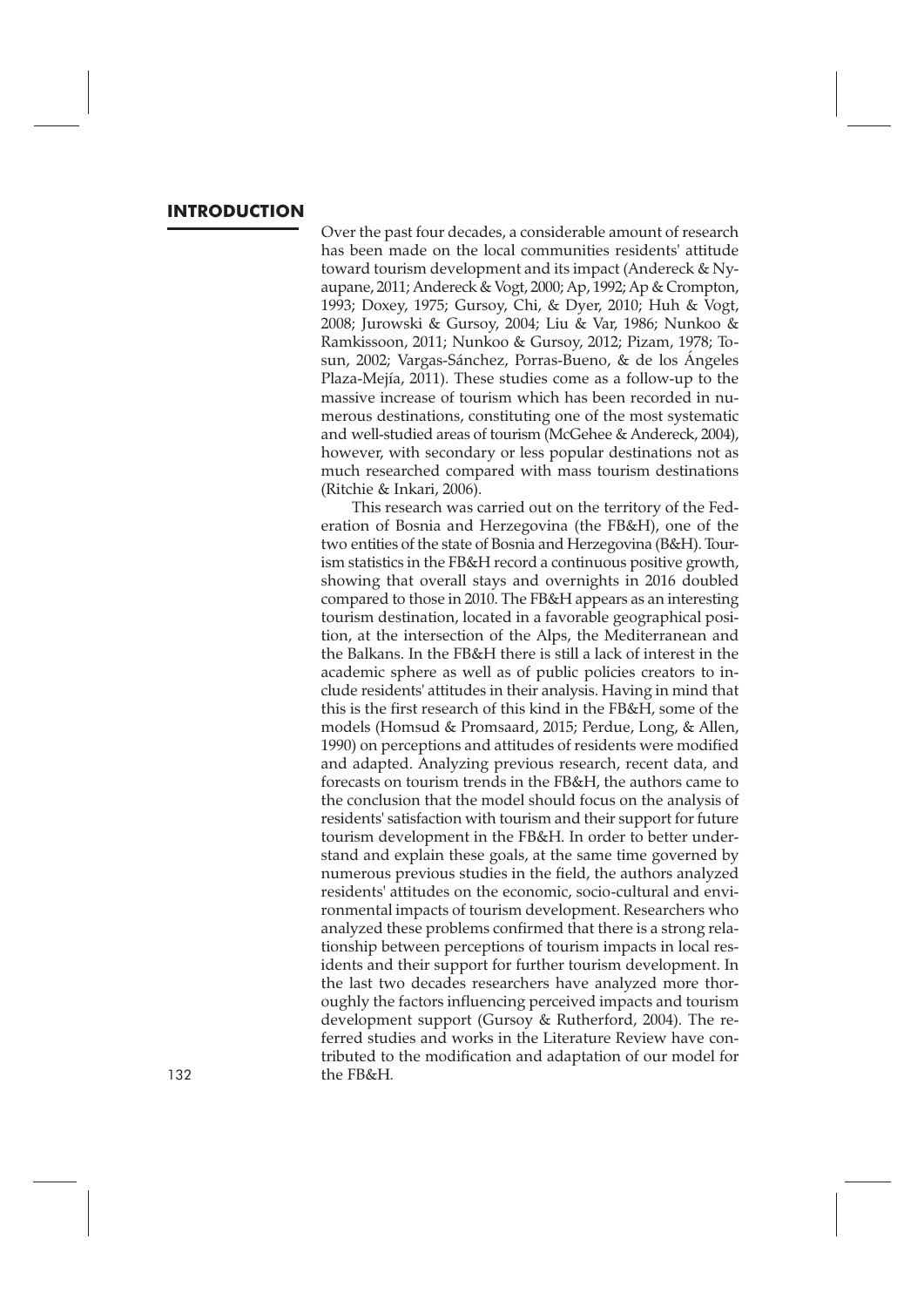## INTRODUCTION

Over the past four decades, a considerable amount of research has been made on the local communities residents' attitude toward tourism development and its impact (Andereck & Nyaupane, 2011; Andereck & Vogt, 2000; Ap, 1992; Ap & Crompton, 1993; Doxey, 1975; Gursoy, Chi, & Dyer, 2010; Huh & Vogt, 2008; Jurowski & Gursoy, 2004; Liu & Var, 1986; Nunkoo & Ramkissoon, 2011; Nunkoo & Gursoy, 2012; Pizam, 1978; Tosun, 2002; Vargas-Sánchez, Porras-Bueno, & de los Ángeles Plaza-Mejía, 2011). These studies come as a follow-up to the massive increase of tourism which has been recorded in numerous destinations, constituting one of the most systematic and well-studied areas of tourism (McGehee & Andereck, 2004), however, with secondary or less popular destinations not as much researched compared with mass tourism destinations (Ritchie & Inkari, 2006).

This research was carried out on the territory of the Federation of Bosnia and Herzegovina (the FB&H), one of the two entities of the state of Bosnia and Herzegovina (B&H). Tourism statistics in the FB&H record a continuous positive growth, showing that overall stays and overnights in 2016 doubled compared to those in 2010. The FB&H appears as an interesting tourism destination, located in a favorable geographical position, at the intersection of the Alps, the Mediterranean and the Balkans. In the FB&H there is still a lack of interest in the academic sphere as well as of public policies creators to include residents' attitudes in their analysis. Having in mind that this is the first research of this kind in the FB&H, some of the models (Homsud & Promsaard, 2015; Perdue, Long, & Allen, 1990) on perceptions and attitudes of residents were modified and adapted. Analyzing previous research, recent data, and forecasts on tourism trends in the FB&H, the authors came to the conclusion that the model should focus on the analysis of residents' satisfaction with tourism and their support for future tourism development in the FB&H. In order to better understand and explain these goals, at the same time governed by numerous previous studies in the field, the authors analyzed residents' attitudes on the economic, socio-cultural and environmental impacts of tourism development. Researchers who analyzed these problems confirmed that there is a strong relationship between perceptions of tourism impacts in local residents and their support for further tourism development. In the last two decades researchers have analyzed more thoroughly the factors influencing perceived impacts and tourism development support (Gursoy & Rutherford, 2004). The referred studies and works in the Literature Review have contributed to the modification and adaptation of our model for the FB&H.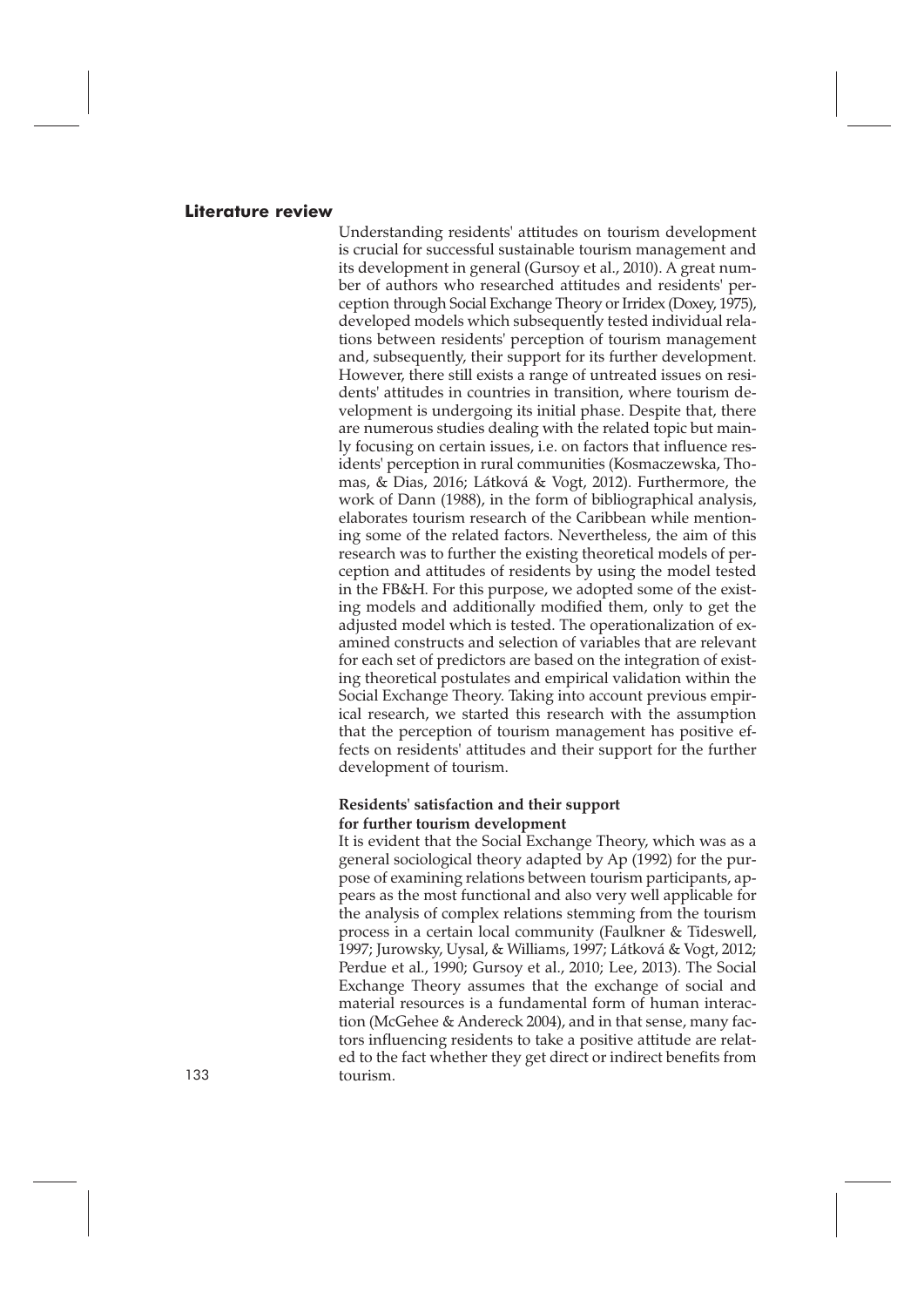## Literature review

Understanding residents' attitudes on tourism development is crucial for successful sustainable tourism management and its development in general (Gursoy et al., 2010). A great number of authors who researched attitudes and residents' perception through Social Exchange Theory or Irridex (Doxey, 1975), developed models which subsequently tested individual relations between residents' perception of tourism management and, subsequently, their support for its further development. However, there still exists a range of untreated issues on residents' attitudes in countries in transition, where tourism development is undergoing its initial phase. Despite that, there are numerous studies dealing with the related topic but mainly focusing on certain issues, i.e. on factors that influence residents' perception in rural communities (Kosmaczewska, Thomas, & Dias, 2016; Látková & Vogt, 2012). Furthermore, the work of Dann (1988), in the form of bibliographical analysis, elaborates tourism research of the Caribbean while mentioning some of the related factors. Nevertheless, the aim of this research was to further the existing theoretical models of perception and attitudes of residents by using the model tested in the FB&H. For this purpose, we adopted some of the existing models and additionally modified them, only to get the adjusted model which is tested. The operationalization of examined constructs and selection of variables that are relevant for each set of predictors are based on the integration of existing theoretical postulates and empirical validation within the Social Exchange Theory. Taking into account previous empirical research, we started this research with the assumption that the perception of tourism management has positive effects on residents' attitudes and their support for the further development of tourism.

### Residents' satisfaction and their support for further tourism development

It is evident that the Social Exchange Theory, which was as a general sociological theory adapted by Ap (1992) for the purpose of examining relations between tourism participants, appears as the most functional and also very well applicable for the analysis of complex relations stemming from the tourism process in a certain local community (Faulkner & Tideswell, 1997; Jurowsky, Uysal, & Williams, 1997; Látková & Vogt, 2012; Perdue et al., 1990; Gursoy et al., 2010; Lee, 2013). The Social Exchange Theory assumes that the exchange of social and material resources is a fundamental form of human interaction (McGehee & Andereck 2004), and in that sense, many factors influencing residents to take a positive attitude are related to the fact whether they get direct or indirect benefits from tourism.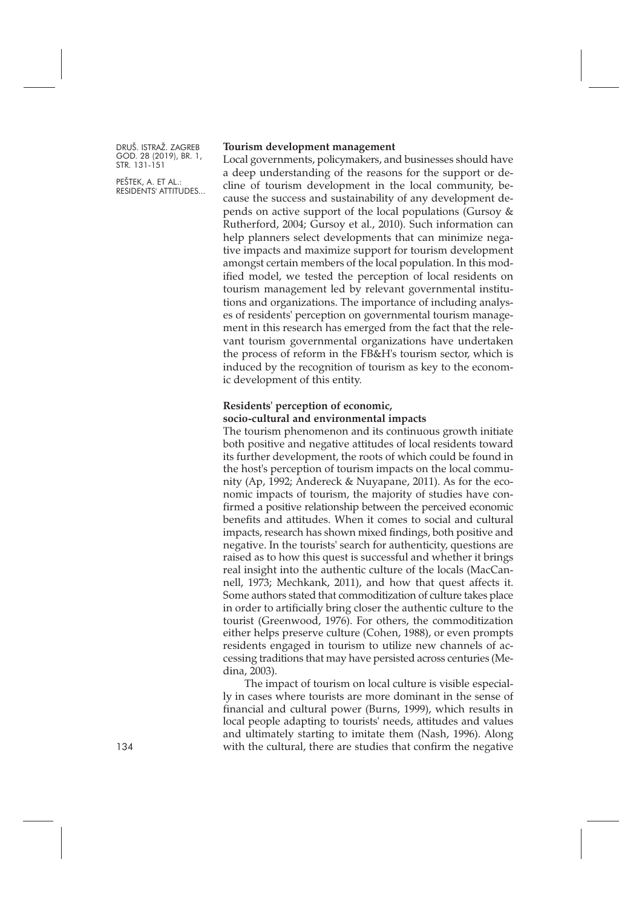**Tourism development management**

Local governments, policymakers, and businesses should have a deep understanding of the reasons for the support or decline of tourism development in the local community, because the success and sustainability of any development depends on active support of the local populations (Gursoy & Rutherford, 2004; Gursoy et al., 2010). Such information can help planners select developments that can minimize negative impacts and maximize support for tourism development amongst certain members of the local population. In this modified model, we tested the perception of local residents on tourism management led by relevant governmental institutions and organizations. The importance of including analyses of residents' perception on governmental tourism management in this research has emerged from the fact that the relevant tourism governmental organizations have undertaken the process of reform in the FB&H's tourism sector, which is induced by the recognition of tourism as key to the economic development of this entity.

**Residents' perception of economic, socio-cultural and environmental impacts**

The tourism phenomenon and its continuous growth initiate both positive and negative attitudes of local residents toward its further development, the roots of which could be found in the host's perception of tourism impacts on the local community (Ap, 1992; Andereck & Nuyapane, 2011). As for the economic impacts of tourism, the majority of studies have confirmed a positive relationship between the perceived economic benefits and attitudes. When it comes to social and cultural impacts, research has shown mixed findings, both positive and negative. In the tourists' search for authenticity, questions are raised as to how this quest is successful and whether it brings real insight into the authentic culture of the locals (MacCannell, 1973; Mechkank, 2011), and how that quest affects it. Some authors stated that commoditization of culture takes place in order to artificially bring closer the authentic culture to the tourist (Greenwood, 1976). For others, the commoditization either helps preserve culture (Cohen, 1988), or even prompts residents engaged in tourism to utilize new channels of accessing traditions that may have persisted across centuries (Medina, 2003).

The impact of tourism on local culture is visible especially in cases where tourists are more dominant in the sense of financial and cultural power (Burns, 1999), which results in local people adapting to tourists' needs, attitudes and values and ultimately starting to imitate them (Nash, 1996). Along with the cultural, there are studies that confirm the negative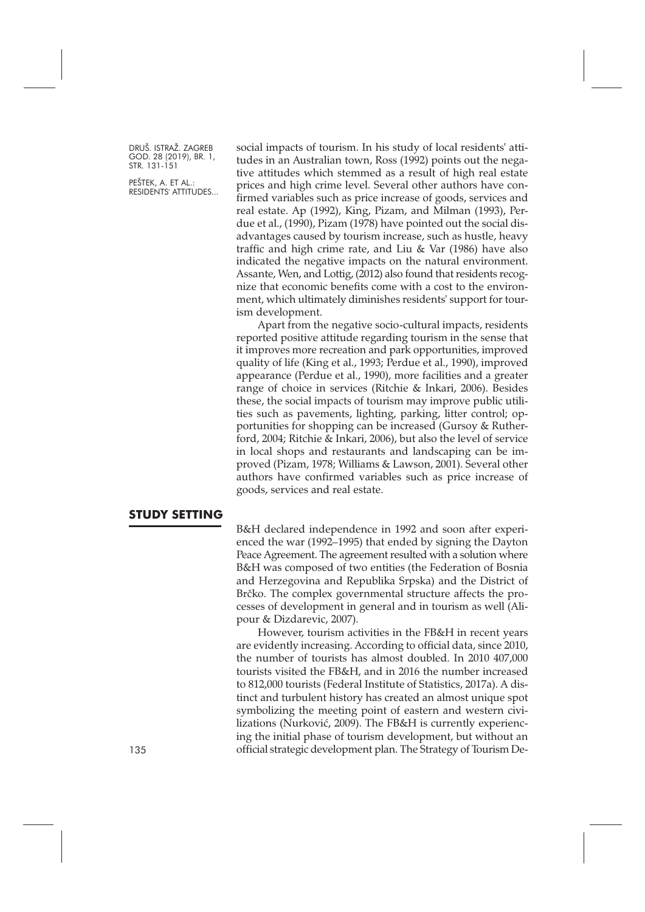social impacts of tourism. In his study of local residents' attitudes in an Australian town, Ross (1992) points out the negative attitudes which stemmed as a result of high real estate prices and high crime level. Several other authors have confirmed variables such as price increase of goods, services and real estate. Ap (1992), King, Pizam, and Milman (1993), Perdue et al., (1990), Pizam (1978) have pointed out the social disadvantages caused by tourism increase, such as hustle, heavy traffic and high crime rate, and Liu & Var (1986) have also indicated the negative impacts on the natural environment. Assante, Wen, and Lottig, (2012) also found that residents recognize that economic benefits come with a cost to the environment, which ultimately diminishes residents' support for tourism development.

Apart from the negative socio-cultural impacts, residents reported positive attitude regarding tourism in the sense that it improves more recreation and park opportunities, improved quality of life (King et al., 1993; Perdue et al., 1990), improved appearance (Perdue et al., 1990), more facilities and a greater range of choice in services (Ritchie & Inkari, 2006). Besides these, the social impacts of tourism may improve public utilities such as pavements, lighting, parking, litter control; opportunities for shopping can be increased (Gursoy & Rutherford, 2004; Ritchie & Inkari, 2006), but also the level of service in local shops and restaurants and landscaping can be improved (Pizam, 1978; Williams & Lawson, 2001). Several other authors have confirmed variables such as price increase of goods, services and real estate.

## STUDY SETTING

B&H declared independence in 1992 and soon after experienced the war (1992–1995) that ended by signing the Dayton Peace Agreement. The agreement resulted with a solution where B&H was composed of two entities (the Federation of Bosnia and Herzegovina and Republika Srpska) and the District of Brčko. The complex governmental structure affects the processes of development in general and in tourism as well (Alipour & Dizdarevic, 2007).

However, tourism activities in the FB&H in recent years are evidently increasing. According to official data, since 2010, the number of tourists has almost doubled. In 2010 407,000 tourists visited the FB&H, and in 2016 the number increased to 812,000 tourists (Federal Institute of Statistics, 2017a). A distinct and turbulent history has created an almost unique spot symbolizing the meeting point of eastern and western civilizations (Nurković, 2009). The FB&H is currently experiencing the initial phase of tourism development, but without an official strategic development plan. The Strategy of Tourism De-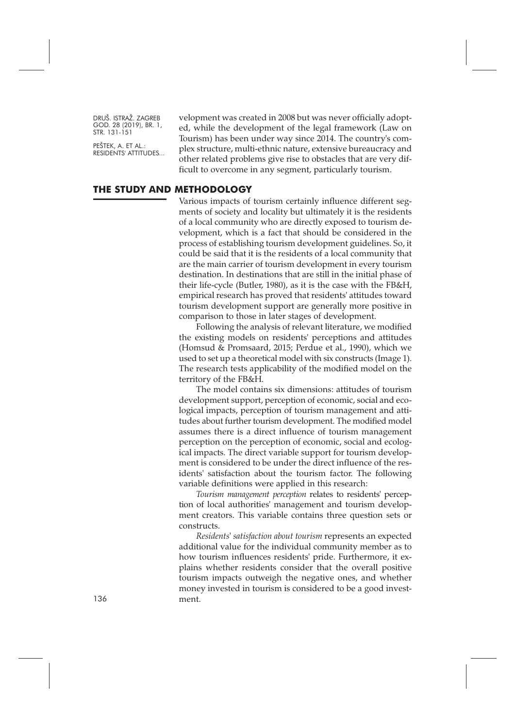velopment was created in 2008 but was never officially adopted, while the development of the legal framework (Law on Tourism) has been under way since 2014. The country's complex structure, multi-ethnic nature, extensive bureaucracy and other related problems give rise to obstacles that are very difficult to overcome in any segment, particularly tourism.

## THE STUDY AND METHODOLOGY

Various impacts of tourism certainly influence different segments of society and locality but ultimately it is the residents of a local community who are directly exposed to tourism development, which is a fact that should be considered in the process of establishing tourism development guidelines. So, it could be said that it is the residents of a local community that are the main carrier of tourism development in every tourism destination. In destinations that are still in the initial phase of their life-cycle (Butler, 1980), as it is the case with the FB&H, empirical research has proved that residents' attitudes toward tourism development support are generally more positive in comparison to those in later stages of development.

Following the analysis of relevant literature, we modified the existing models on residents' perceptions and attitudes (Homsud & Promsaard, 2015; Perdue et al., 1990), which we used to set up a theoretical model with six constructs (Image 1). The research tests applicability of the modified model on the territory of the FB&H.

The model contains six dimensions: attitudes of tourism development support, perception of economic, social and ecological impacts, perception of tourism management and attitudes about further tourism development. The modified model assumes there is a direct influence of tourism management perception on the perception of economic, social and ecological impacts. The direct variable support for tourism development is considered to be under the direct influence of the residents' satisfaction about the tourism factor. The following variable definitions were applied in this research:

*Tourism management perception* relates to residents' perception of local authorities' management and tourism development creators. This variable contains three question sets or constructs.

*Residents' satisfaction about tourism* represents an expected additional value for the individual community member as to how tourism influences residents' pride. Furthermore, it explains whether residents consider that the overall positive tourism impacts outweigh the negative ones, and whether money invested in tourism is considered to be a good investment.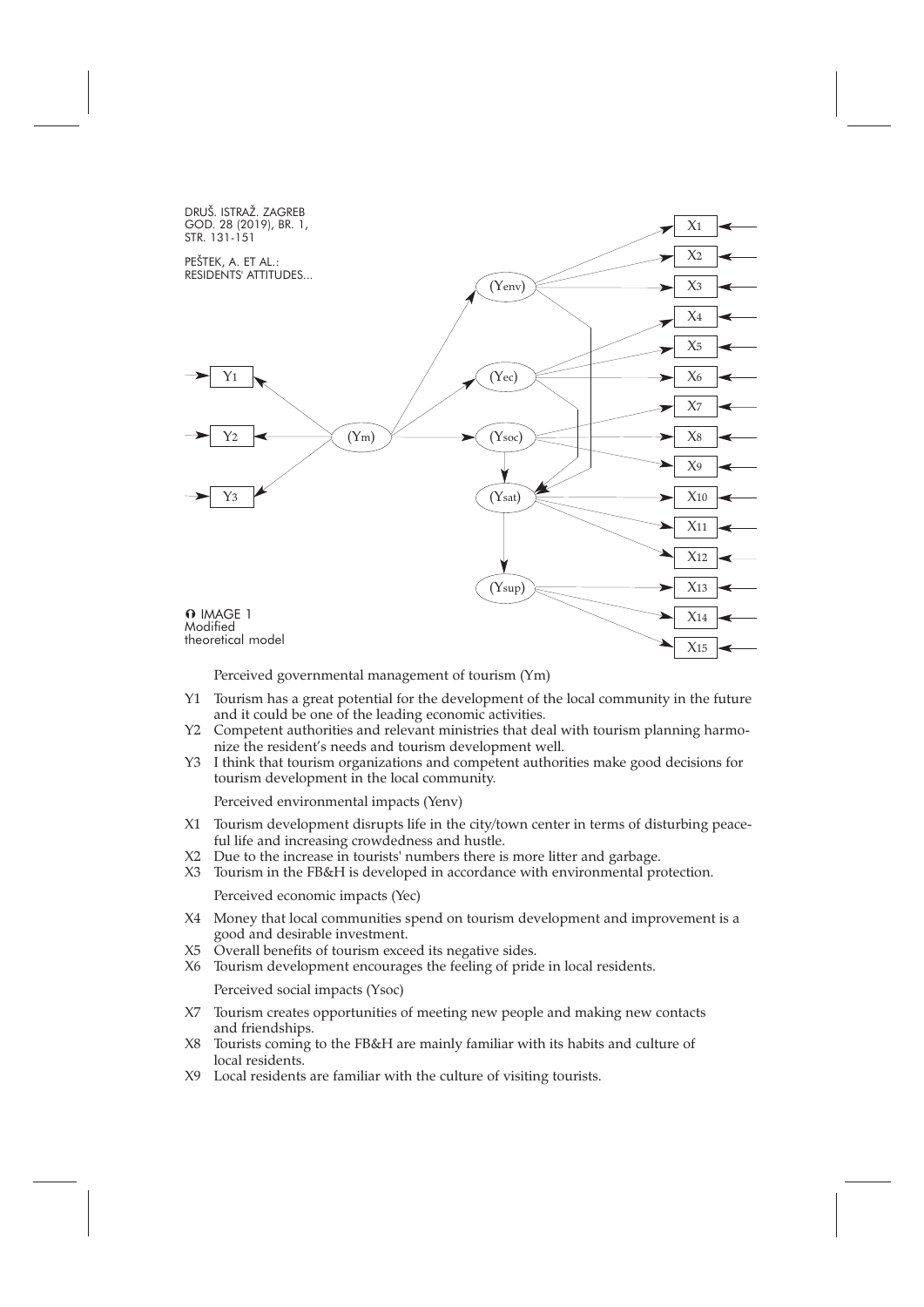IMAGE 1
Modified theoretical model

Perceived governmental management of tourism (Ym)

- Y1 Tourism has a great potential for the development of the local community in the future and it could be one of the leading economic activities.
- Y2 Competent authorities and relevant ministries that deal with tourism planning harmonize the resident's needs and tourism development well.
- Y3 I think that tourism organizations and competent authorities make good decisions for tourism development in the local community.

Perceived environmental impacts (Yenv)

- X1 Tourism development disrupts life in the city/town center in terms of disturbing peaceful life and increasing crowdedness and hustle.
- X2 Due to the increase in tourists' numbers there is more litter and garbage.
- X3 Tourism in the FB&H is developed in accordance with environmental protection.

Perceived economic impacts (Yec)

- X4 Money that local communities spend on tourism development and improvement is a good and desirable investment.
- X5 Overall benefits of tourism exceed its negative sides.
- X6 Tourism development encourages the feeling of pride in local residents.

Perceived social impacts (Ysoc)

- X7 Tourism creates opportunities of meeting new people and making new contacts and friendships.
- X8 Tourists coming to the FB&H are mainly familiar with its habits and culture of local residents.
- X9 Local residents are familiar with the culture of visiting tourists.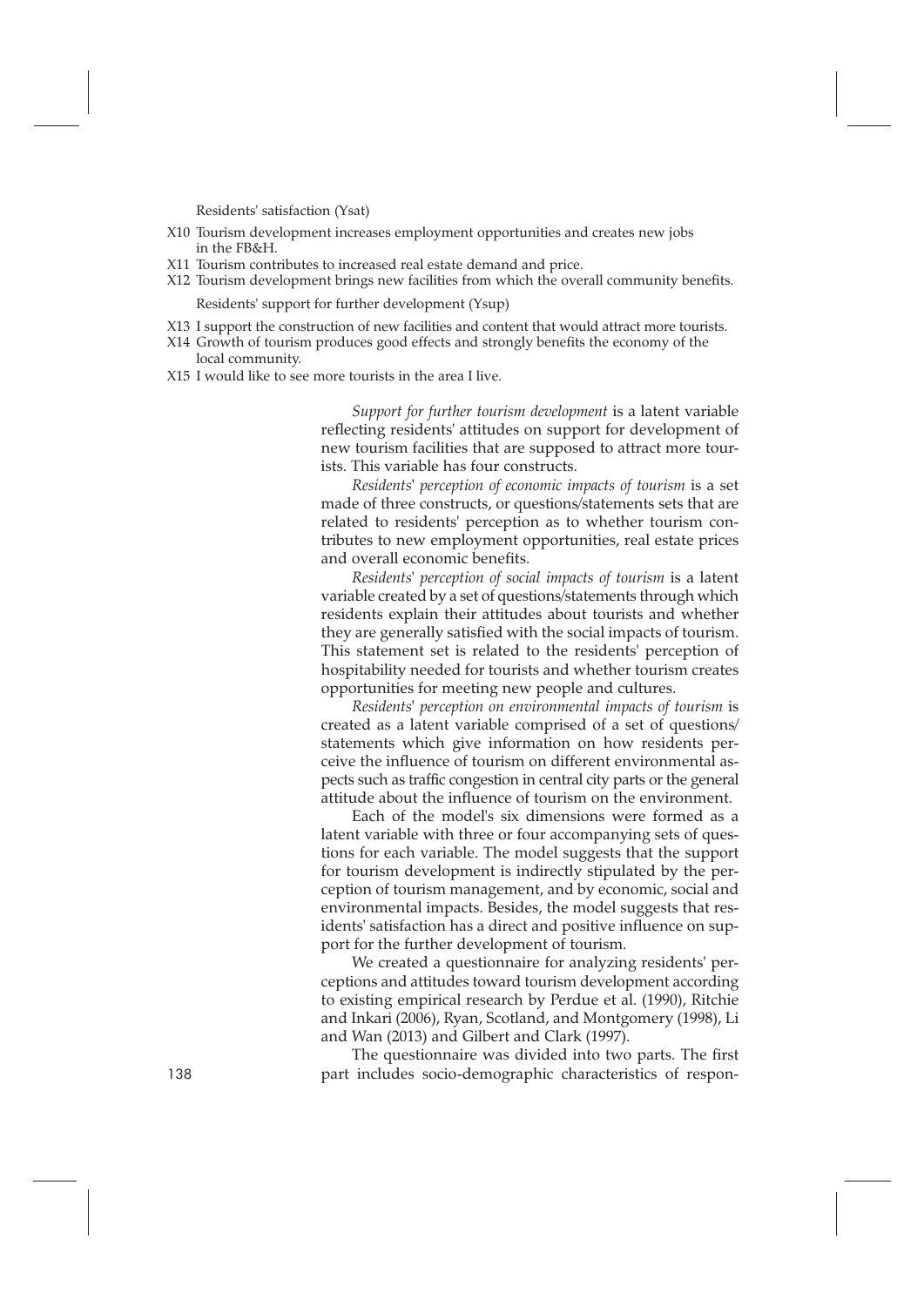Residents' satisfaction (Ysat)

- X10 Tourism development increases employment opportunities and creates new jobs in the FB&H.
- X11 Tourism contributes to increased real estate demand and price.
- X12 Tourism development brings new facilities from which the overall community benefits.

Residents' support for further development (Ysup)

- X13 I support the construction of new facilities and content that would attract more tourists.
- X14 Growth of tourism produces good effects and strongly benefits the economy of the local community.
- X15 I would like to see more tourists in the area I live.

*Support for further tourism development* is a latent variable reflecting residents' attitudes on support for development of new tourism facilities that are supposed to attract more tourists. This variable has four constructs.

*Residents' perception of economic impacts of tourism* is a set made of three constructs, or questions/statements sets that are related to residents' perception as to whether tourism contributes to new employment opportunities, real estate prices and overall economic benefits.

*Residents' perception of social impacts of tourism* is a latent variable created by a set of questions/statements through which residents explain their attitudes about tourists and whether they are generally satisfied with the social impacts of tourism. This statement set is related to the residents' perception of hospitability needed for tourists and whether tourism creates opportunities for meeting new people and cultures.

*Residents' perception on environmental impacts of tourism* is created as a latent variable comprised of a set of questions/statements which give information on how residents perceive the influence of tourism on different environmental aspects such as traffic congestion in central city parts or the general attitude about the influence of tourism on the environment.

Each of the model's six dimensions were formed as a latent variable with three or four accompanying sets of questions for each variable. The model suggests that the support for tourism development is indirectly stipulated by the perception of tourism management, and by economic, social and environmental impacts. Besides, the model suggests that residents' satisfaction has a direct and positive influence on support for the further development of tourism.

We created a questionnaire for analyzing residents' perceptions and attitudes toward tourism development according to existing empirical research by Perdue et al. (1990), Ritchie and Inkari (2006), Ryan, Scotland, and Montgomery (1998), Li and Wan (2013) and Gilbert and Clark (1997).

The questionnaire was divided into two parts. The first part includes socio-demographic characteristics of respon-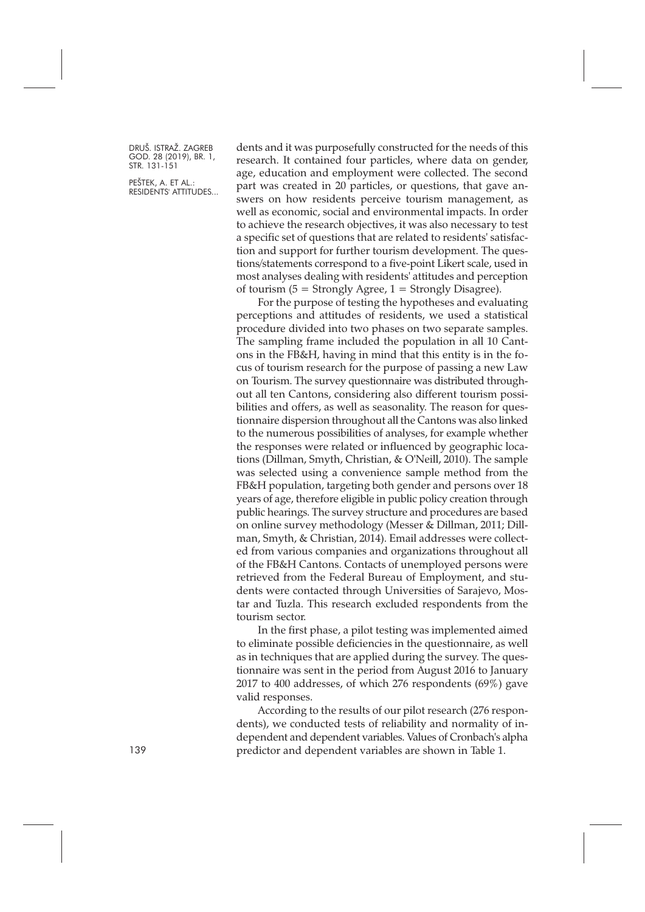dents and it was purposefully constructed for the needs of this research. It contained four particles, where data on gender, age, education and employment were collected. The second part was created in 20 particles, or questions, that gave answers on how residents perceive tourism management, as well as economic, social and environmental impacts. In order to achieve the research objectives, it was also necessary to test a specific set of questions that are related to residents' satisfaction and support for further tourism development. The questions/statements correspond to a five-point Likert scale, used in most analyses dealing with residents' attitudes and perception of tourism (5 = Strongly Agree, 1 = Strongly Disagree).

For the purpose of testing the hypotheses and evaluating perceptions and attitudes of residents, we used a statistical procedure divided into two phases on two separate samples. The sampling frame included the population in all 10 Cantons in the FB&H, having in mind that this entity is in the focus of tourism research for the purpose of passing a new Law on Tourism. The survey questionnaire was distributed throughout all ten Cantons, considering also different tourism possibilities and offers, as well as seasonality. The reason for questionnaire dispersion throughout all the Cantons was also linked to the numerous possibilities of analyses, for example whether the responses were related or influenced by geographic locations (Dillman, Smyth, Christian, & O'Neill, 2010). The sample was selected using a convenience sample method from the FB&H population, targeting both gender and persons over 18 years of age, therefore eligible in public policy creation through public hearings. The survey structure and procedures are based on online survey methodology (Messer & Dillman, 2011; Dillman, Smyth, & Christian, 2014). Email addresses were collected from various companies and organizations throughout all of the FB&H Cantons. Contacts of unemployed persons were retrieved from the Federal Bureau of Employment, and students were contacted through Universities of Sarajevo, Mostar and Tuzla. This research excluded respondents from the tourism sector.

In the first phase, a pilot testing was implemented aimed to eliminate possible deficiencies in the questionnaire, as well as in techniques that are applied during the survey. The questionnaire was sent in the period from August 2016 to January 2017 to 400 addresses, of which 276 respondents (69%) gave valid responses.

According to the results of our pilot research (276 respondents), we conducted tests of reliability and normality of independent and dependent variables. Values of Cronbach's alpha predictor and dependent variables are shown in Table 1.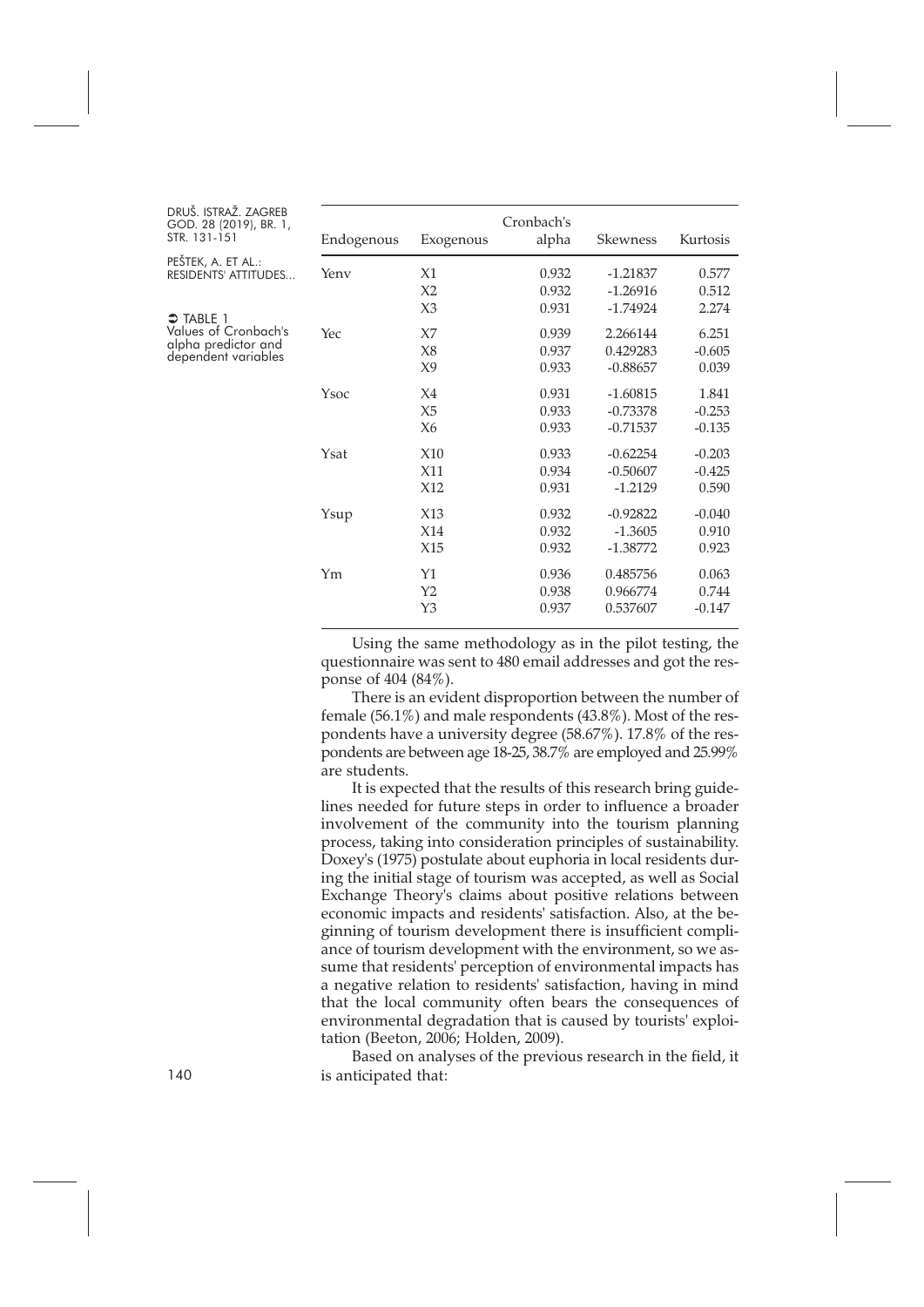TABLE 1
Values of Cronbach's alpha predictor and dependent variables

| Endogenous | Exogenous | Cronbach's alpha | Skewness | Kurtosis |
|---|---|---|---|---|
| Yenv | X1 | 0.932 | -1.21837 | 0.577 |
| | X2 | 0.932 | -1.26916 | 0.512 |
| | X3 | 0.931 | -1.74924 | 2.274 |
| Yec | X7 | 0.939 | 2.266144 | 6.251 |
| | X8 | 0.937 | 0.429283 | -0.605 |
| | X9 | 0.933 | -0.88657 | 0.039 |
| Ysoc | X4 | 0.931 | -1.60815 | 1.841 |
| | X5 | 0.933 | -0.73378 | -0.253 |
| | X6 | 0.933 | -0.71537 | -0.135 |
| Ysat | X10 | 0.933 | -0.62254 | -0.203 |
| | X11 | 0.934 | -0.50607 | -0.425 |
| | X12 | 0.931 | -1.2129 | 0.590 |
| Ysup | X13 | 0.932 | -0.92822 | -0.040 |
| | X14 | 0.932 | -1.3605 | 0.910 |
| | X15 | 0.932 | -1.38772 | 0.923 |
| Ym | Y1 | 0.936 | 0.485756 | 0.063 |
| | Y2 | 0.938 | 0.966774 | 0.744 |
| | Y3 | 0.937 | 0.537607 | -0.147 |

Using the same methodology as in the pilot testing, the questionnaire was sent to 480 email addresses and got the response of 404 (84%).

There is an evident disproportion between the number of female (56.1%) and male respondents (43.8%). Most of the respondents have a university degree (58.67%). 17.8% of the respondents are between age 18-25, 38.7% are employed and 25.99% are students.

It is expected that the results of this research bring guidelines needed for future steps in order to influence a broader involvement of the community into the tourism planning process, taking into consideration principles of sustainability. Doxey's (1975) postulate about euphoria in local residents during the initial stage of tourism was accepted, as well as Social Exchange Theory's claims about positive relations between economic impacts and residents' satisfaction. Also, at the beginning of tourism development there is insufficient compliance of tourism development with the environment, so we assume that residents' perception of environmental impacts has a negative relation to residents' satisfaction, having in mind that the local community often bears the consequences of environmental degradation that is caused by tourists' exploitation (Beeton, 2006; Holden, 2009).

Based on analyses of the previous research in the field, it is anticipated that: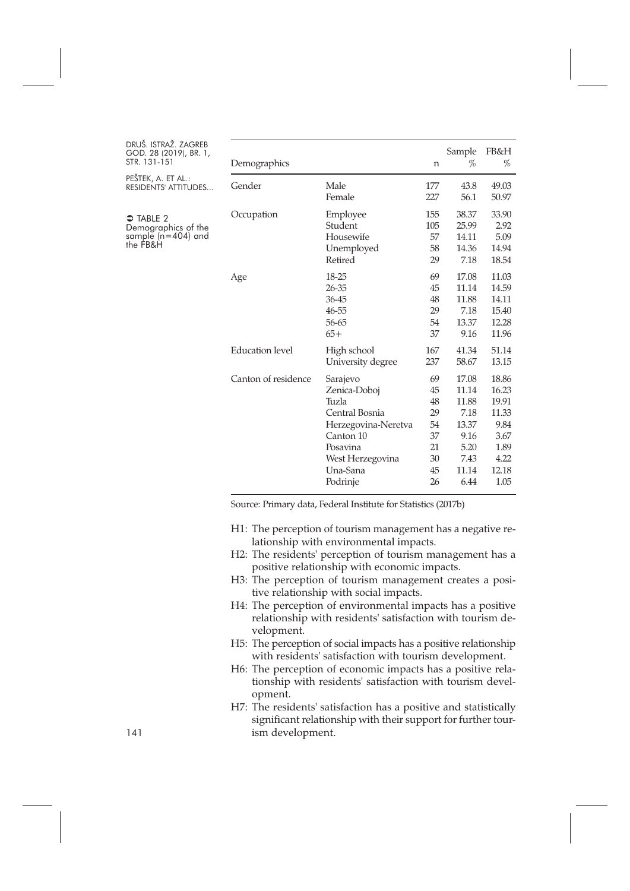TABLE 2
Demographics of the sample (n=404) and the FB&H

| Demographics | | n | Sample % | FB&H % |
|---|---|---|---|---|
| Gender | Male | 177 | 43.8 | 49.03 |
| | Female | 227 | 56.1 | 50.97 |
| Occupation | Employee | 155 | 38.37 | 33.90 |
| | Student | 105 | 25.99 | 2.92 |
| | Housewife | 57 | 14.11 | 5.09 |
| | Unemployed | 58 | 14.36 | 14.94 |
| | Retired | 29 | 7.18 | 18.54 |
| Age | 18-25 | 69 | 17.08 | 11.03 |
| | 26-35 | 45 | 11.14 | 14.59 |
| | 36-45 | 48 | 11.88 | 14.11 |
| | 46-55 | 29 | 7.18 | 15.40 |
| | 56-65 | 54 | 13.37 | 12.28 |
| | 65+ | 37 | 9.16 | 11.96 |
| Education level | High school | 167 | 41.34 | 51.14 |
| | University degree | 237 | 58.67 | 13.15 |
| Canton of residence | Sarajevo | 69 | 17.08 | 18.86 |
| | Zenica-Doboj | 45 | 11.14 | 16.23 |
| | Tuzla | 48 | 11.88 | 19.91 |
| | Central Bosnia | 29 | 7.18 | 11.33 |
| | Herzegovina-Neretva | 54 | 13.37 | 9.84 |
| | Canton 10 | 37 | 9.16 | 3.67 |
| | Posavina | 21 | 5.20 | 1.89 |
| | West Herzegovina | 30 | 7.43 | 4.22 |
| | Una-Sana | 45 | 11.14 | 12.18 |
| | Podrinje | 26 | 6.44 | 1.05 |

Source: Primary data, Federal Institute for Statistics (2017b)

- H1: The perception of tourism management has a negative relationship with environmental impacts.
- H2: The residents' perception of tourism management has a positive relationship with economic impacts.
- H3: The perception of tourism management creates a positive relationship with social impacts.
- H4: The perception of environmental impacts has a positive relationship with residents' satisfaction with tourism development.
- H5: The perception of social impacts has a positive relationship with residents' satisfaction with tourism development.
- H6: The perception of economic impacts has a positive relationship with residents' satisfaction with tourism development.
- H7: The residents' satisfaction has a positive and statistically significant relationship with their support for further tourism development.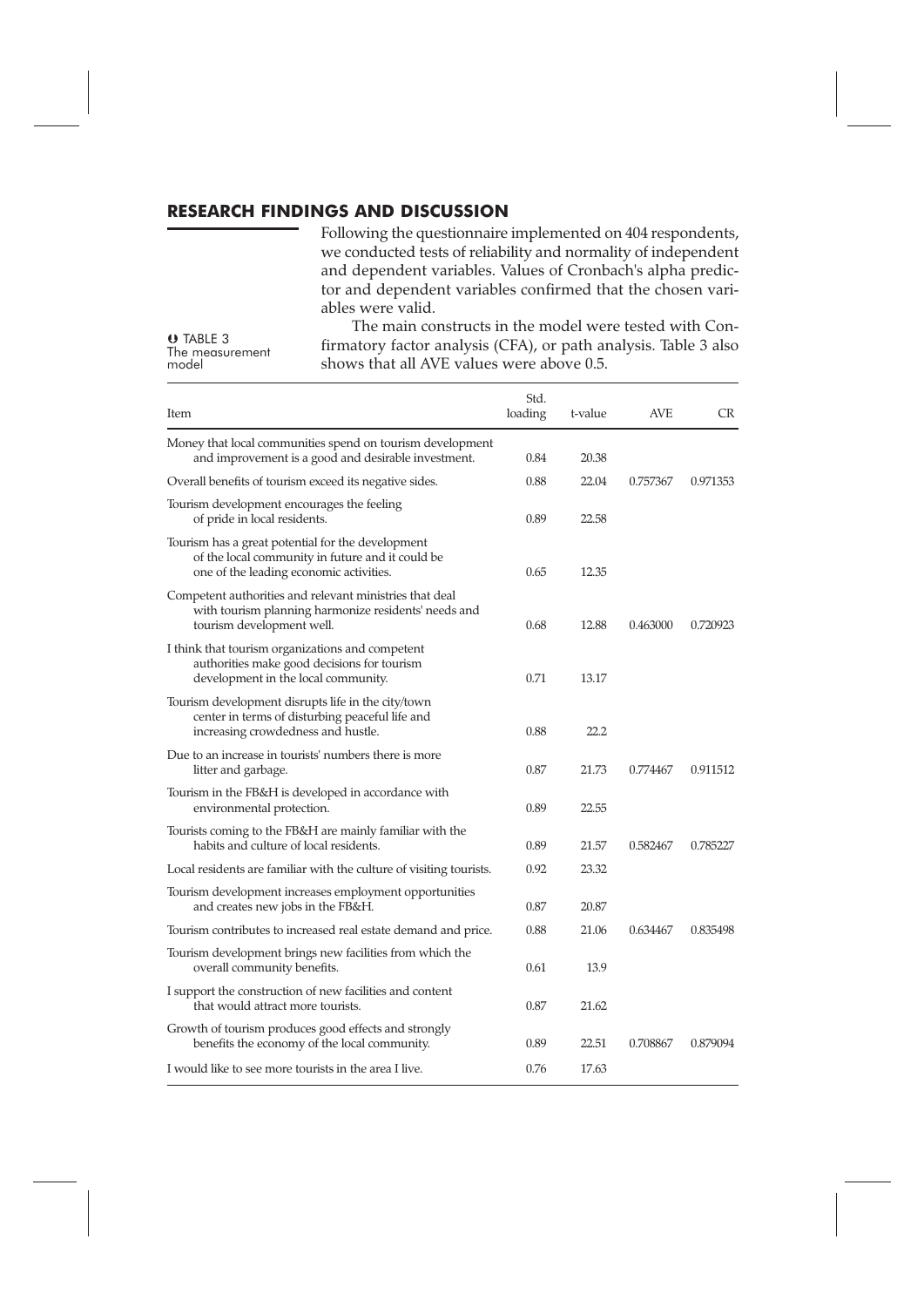## RESEARCH FINDINGS AND DISCUSSION

Following the questionnaire implemented on 404 respondents, we conducted tests of reliability and normality of independent and dependent variables. Values of Cronbach's alpha predictor and dependent variables confirmed that the chosen variables were valid.

The main constructs in the model were tested with Confirmatory factor analysis (CFA), or path analysis. Table 3 also shows that all AVE values were above 0.5.

TABLE 3 The measurement model

| Item | Std. loading | t-value | AVE | CR |
|---|---|---|---|---|
| Money that local communities spend on tourism development and improvement is a good and desirable investment. | 0.84 | 20.38 | | |
| Overall benefits of tourism exceed its negative sides. | 0.88 | 22.04 | 0.757367 | 0.971353 |
| Tourism development encourages the feeling of pride in local residents. | 0.89 | 22.58 | | |
| Tourism has a great potential for the development of the local community in future and it could be one of the leading economic activities. | 0.65 | 12.35 | | |
| Competent authorities and relevant ministries that deal with tourism planning harmonize residents' needs and tourism development well. | 0.68 | 12.88 | 0.463000 | 0.720923 |
| I think that tourism organizations and competent authorities make good decisions for tourism development in the local community. | 0.71 | 13.17 | | |
| Tourism development disrupts life in the city/town center in terms of disturbing peaceful life and increasing crowdedness and hustle. | 0.88 | 22.2 | | |
| Due to an increase in tourists' numbers there is more litter and garbage. | 0.87 | 21.73 | 0.774467 | 0.911512 |
| Tourism in the FB&H is developed in accordance with environmental protection. | 0.89 | 22.55 | | |
| Tourists coming to the FB&H are mainly familiar with the habits and culture of local residents. | 0.89 | 21.57 | 0.582467 | 0.785227 |
| Local residents are familiar with the culture of visiting tourists. | 0.92 | 23.32 | | |
| Tourism development increases employment opportunities and creates new jobs in the FB&H. | 0.87 | 20.87 | | |
| Tourism contributes to increased real estate demand and price. | 0.88 | 21.06 | 0.634467 | 0.835498 |
| Tourism development brings new facilities from which the overall community benefits. | 0.61 | 13.9 | | |
| I support the construction of new facilities and content that would attract more tourists. | 0.87 | 21.62 | | |
| Growth of tourism produces good effects and strongly benefits the economy of the local community. | 0.89 | 22.51 | 0.708867 | 0.879094 |
| I would like to see more tourists in the area I live. | 0.76 | 17.63 | | |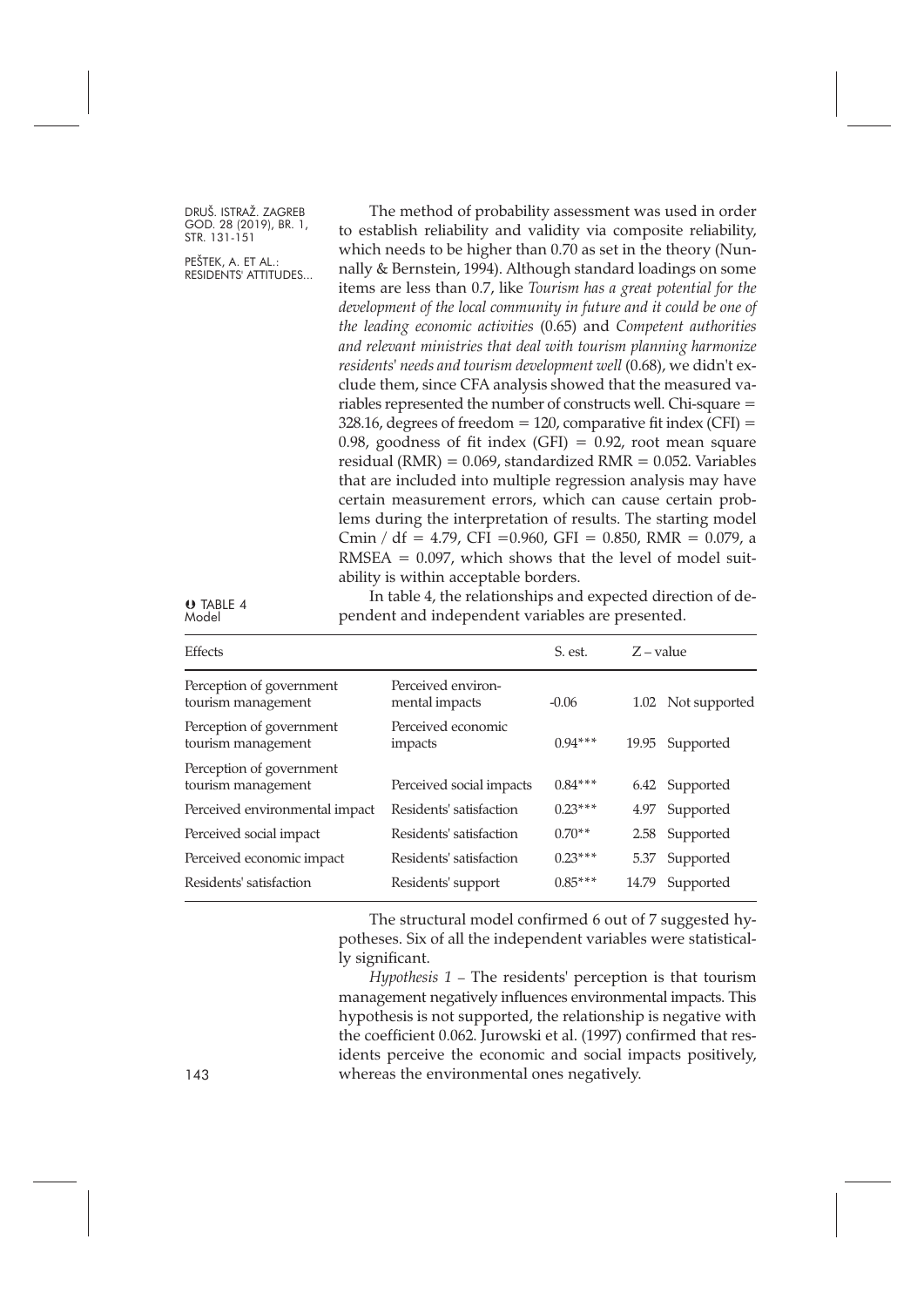The method of probability assessment was used in order to establish reliability and validity via composite reliability, which needs to be higher than 0.70 as set in the theory (Nunnally & Bernstein, 1994). Although standard loadings on some items are less than 0.7, like *Tourism has a great potential for the development of the local community in future and it could be one of the leading economic activities* (0.65) and *Competent authorities and relevant ministries that deal with tourism planning harmonize residents' needs and tourism development well* (0.68), we didn't exclude them, since CFA analysis showed that the measured variables represented the number of constructs well. Chi-square = 328.16, degrees of freedom = 120, comparative fit index (CFI) = 0.98, goodness of fit index (GFI) = 0.92, root mean square residual (RMR) = 0.069, standardized RMR = 0.052. Variables that are included into multiple regression analysis may have certain measurement errors, which can cause certain problems during the interpretation of results. The starting model Cmin / df = 4.79, CFI =0.960, GFI = 0.850, RMR = 0.079, a RMSEA = 0.097, which shows that the level of model suitability is within acceptable borders.

In table 4, the relationships and expected direction of dependent and independent variables are presented.

TABLE 4 Model

| Effects | | S. est. | Z – value | |
|---|---|---|---|---|
| Perception of government tourism management | Perceived environmental impacts | -0.06 | 1.02 | Not supported |
| Perception of government tourism management | Perceived economic impacts | 0.94*** | 19.95 | Supported |
| Perception of government tourism management | Perceived social impacts | 0.84*** | 6.42 | Supported |
| Perceived environmental impact | Residents' satisfaction | 0.23*** | 4.97 | Supported |
| Perceived social impact | Residents' satisfaction | 0.70** | 2.58 | Supported |
| Perceived economic impact | Residents' satisfaction | 0.23*** | 5.37 | Supported |
| Residents' satisfaction | Residents' support | 0.85*** | 14.79 | Supported |

The structural model confirmed 6 out of 7 suggested hypotheses. Six of all the independent variables were statistically significant.

*Hypothesis 1* – The residents' perception is that tourism management negatively influences environmental impacts. This hypothesis is not supported, the relationship is negative with the coefficient 0.062. Jurowski et al. (1997) confirmed that residents perceive the economic and social impacts positively, whereas the environmental ones negatively.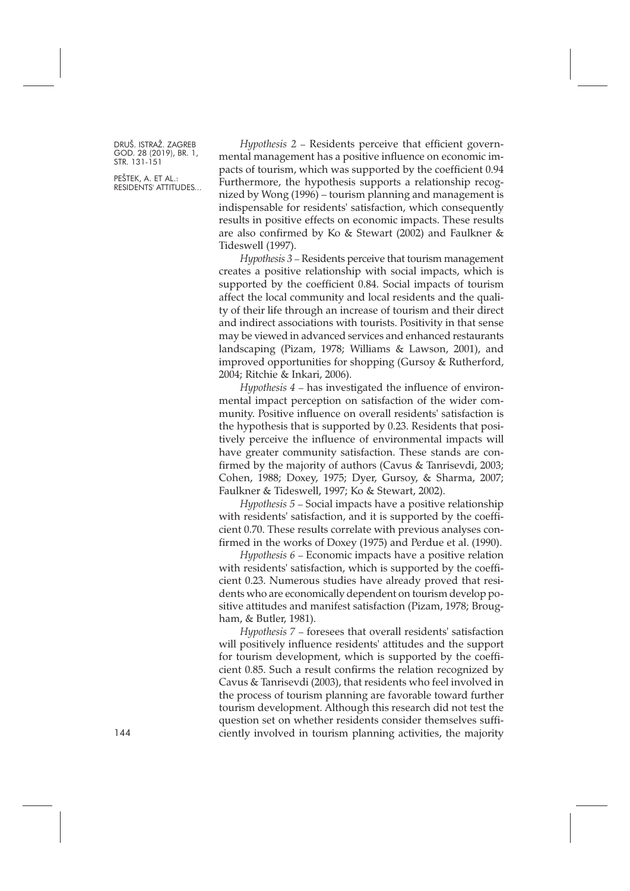*Hypothesis 2* – Residents perceive that efficient governmental management has a positive influence on economic impacts of tourism, which was supported by the coefficient 0.94 Furthermore, the hypothesis supports a relationship recognized by Wong (1996) – tourism planning and management is indispensable for residents' satisfaction, which consequently results in positive effects on economic impacts. These results are also confirmed by Ko & Stewart (2002) and Faulkner & Tideswell (1997).

*Hypothesis 3* – Residents perceive that tourism management creates a positive relationship with social impacts, which is supported by the coefficient 0.84. Social impacts of tourism affect the local community and local residents and the quality of their life through an increase of tourism and their direct and indirect associations with tourists. Positivity in that sense may be viewed in advanced services and enhanced restaurants landscaping (Pizam, 1978; Williams & Lawson, 2001), and improved opportunities for shopping (Gursoy & Rutherford, 2004; Ritchie & Inkari, 2006).

*Hypothesis 4* – has investigated the influence of environmental impact perception on satisfaction of the wider community. Positive influence on overall residents' satisfaction is the hypothesis that is supported by 0.23. Residents that positively perceive the influence of environmental impacts will have greater community satisfaction. These stands are confirmed by the majority of authors (Cavus & Tanrisevdi, 2003; Cohen, 1988; Doxey, 1975; Dyer, Gursoy, & Sharma, 2007; Faulkner & Tideswell, 1997; Ko & Stewart, 2002).

*Hypothesis 5* – Social impacts have a positive relationship with residents' satisfaction, and it is supported by the coefficient 0.70. These results correlate with previous analyses confirmed in the works of Doxey (1975) and Perdue et al. (1990).

*Hypothesis 6* – Economic impacts have a positive relation with residents' satisfaction, which is supported by the coefficient 0.23. Numerous studies have already proved that residents who are economically dependent on tourism develop positive attitudes and manifest satisfaction (Pizam, 1978; Brougham, & Butler, 1981).

*Hypothesis 7* – foresees that overall residents' satisfaction will positively influence residents' attitudes and the support for tourism development, which is supported by the coefficient 0.85. Such a result confirms the relation recognized by Cavus & Tanrisevdi (2003), that residents who feel involved in the process of tourism planning are favorable toward further tourism development. Although this research did not test the question set on whether residents consider themselves sufficiently involved in tourism planning activities, the majority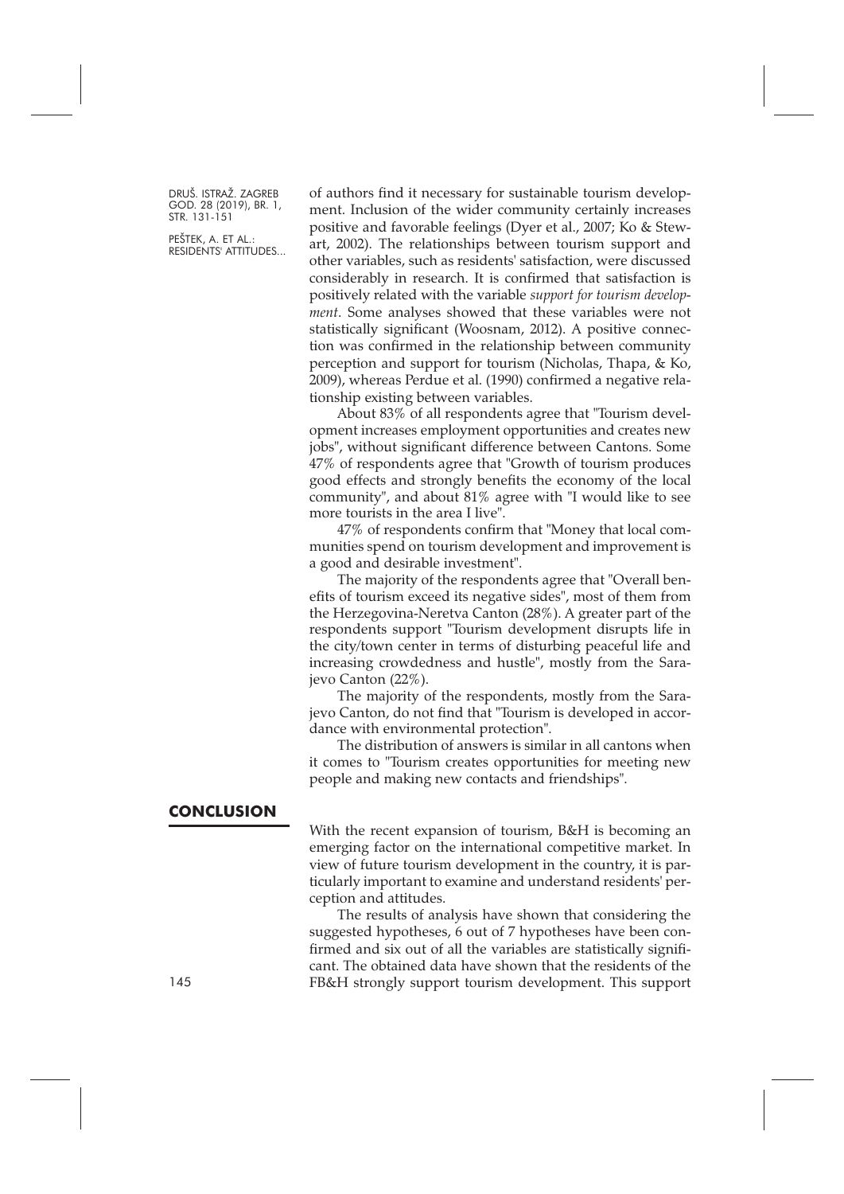of authors find it necessary for sustainable tourism development. Inclusion of the wider community certainly increases positive and favorable feelings (Dyer et al., 2007; Ko & Stewart, 2002). The relationships between tourism support and other variables, such as residents' satisfaction, were discussed considerably in research. It is confirmed that satisfaction is positively related with the variable *support for tourism development*. Some analyses showed that these variables were not statistically significant (Woosnam, 2012). A positive connection was confirmed in the relationship between community perception and support for tourism (Nicholas, Thapa, & Ko, 2009), whereas Perdue et al. (1990) confirmed a negative relationship existing between variables.

About 83% of all respondents agree that "Tourism development increases employment opportunities and creates new jobs", without significant difference between Cantons. Some 47% of respondents agree that "Growth of tourism produces good effects and strongly benefits the economy of the local community", and about 81% agree with "I would like to see more tourists in the area I live".

47% of respondents confirm that "Money that local communities spend on tourism development and improvement is a good and desirable investment".

The majority of the respondents agree that "Overall benefits of tourism exceed its negative sides", most of them from the Herzegovina-Neretva Canton (28%). A greater part of the respondents support "Tourism development disrupts life in the city/town center in terms of disturbing peaceful life and increasing crowdedness and hustle", mostly from the Sarajevo Canton (22%).

The majority of the respondents, mostly from the Sarajevo Canton, do not find that "Tourism is developed in accordance with environmental protection".

The distribution of answers is similar in all cantons when it comes to "Tourism creates opportunities for meeting new people and making new contacts and friendships".

## CONCLUSION

With the recent expansion of tourism, B&H is becoming an emerging factor on the international competitive market. In view of future tourism development in the country, it is particularly important to examine and understand residents' perception and attitudes.

The results of analysis have shown that considering the suggested hypotheses, 6 out of 7 hypotheses have been confirmed and six out of all the variables are statistically significant. The obtained data have shown that the residents of the FB&H strongly support tourism development. This support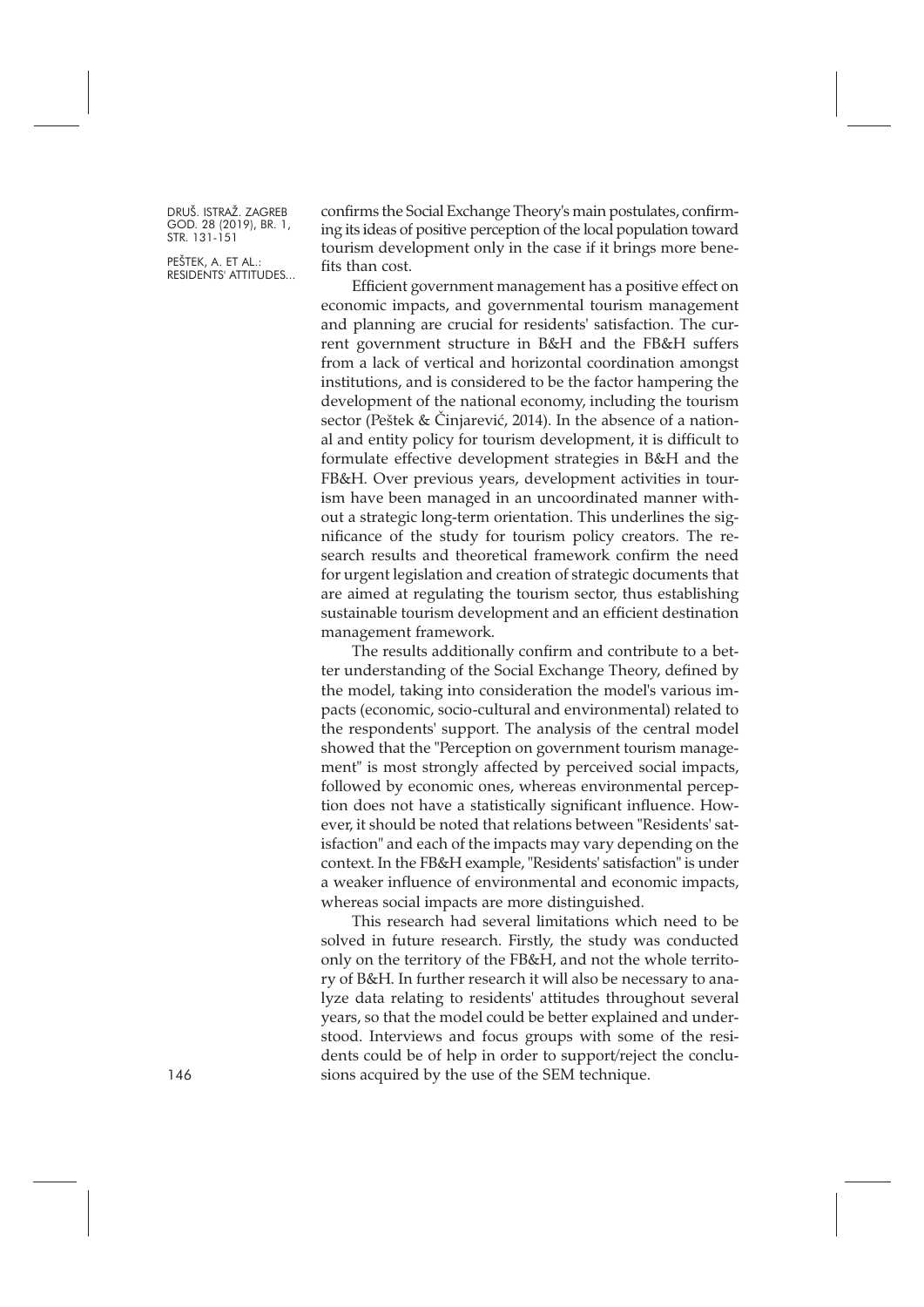confirms the Social Exchange Theory's main postulates, confirming its ideas of positive perception of the local population toward tourism development only in the case if it brings more benefits than cost.

Efficient government management has a positive effect on economic impacts, and governmental tourism management and planning are crucial for residents' satisfaction. The current government structure in B&H and the FB&H suffers from a lack of vertical and horizontal coordination amongst institutions, and is considered to be the factor hampering the development of the national economy, including the tourism sector (Peštek & Činjarević, 2014). In the absence of a national and entity policy for tourism development, it is difficult to formulate effective development strategies in B&H and the FB&H. Over previous years, development activities in tourism have been managed in an uncoordinated manner without a strategic long-term orientation. This underlines the significance of the study for tourism policy creators. The research results and theoretical framework confirm the need for urgent legislation and creation of strategic documents that are aimed at regulating the tourism sector, thus establishing sustainable tourism development and an efficient destination management framework.

The results additionally confirm and contribute to a better understanding of the Social Exchange Theory, defined by the model, taking into consideration the model's various impacts (economic, socio-cultural and environmental) related to the respondents' support. The analysis of the central model showed that the "Perception on government tourism management" is most strongly affected by perceived social impacts, followed by economic ones, whereas environmental perception does not have a statistically significant influence. However, it should be noted that relations between "Residents' satisfaction" and each of the impacts may vary depending on the context. In the FB&H example, "Residents' satisfaction" is under a weaker influence of environmental and economic impacts, whereas social impacts are more distinguished.

This research had several limitations which need to be solved in future research. Firstly, the study was conducted only on the territory of the FB&H, and not the whole territory of B&H. In further research it will also be necessary to analyze data relating to residents' attitudes throughout several years, so that the model could be better explained and understood. Interviews and focus groups with some of the residents could be of help in order to support/reject the conclusions acquired by the use of the SEM technique.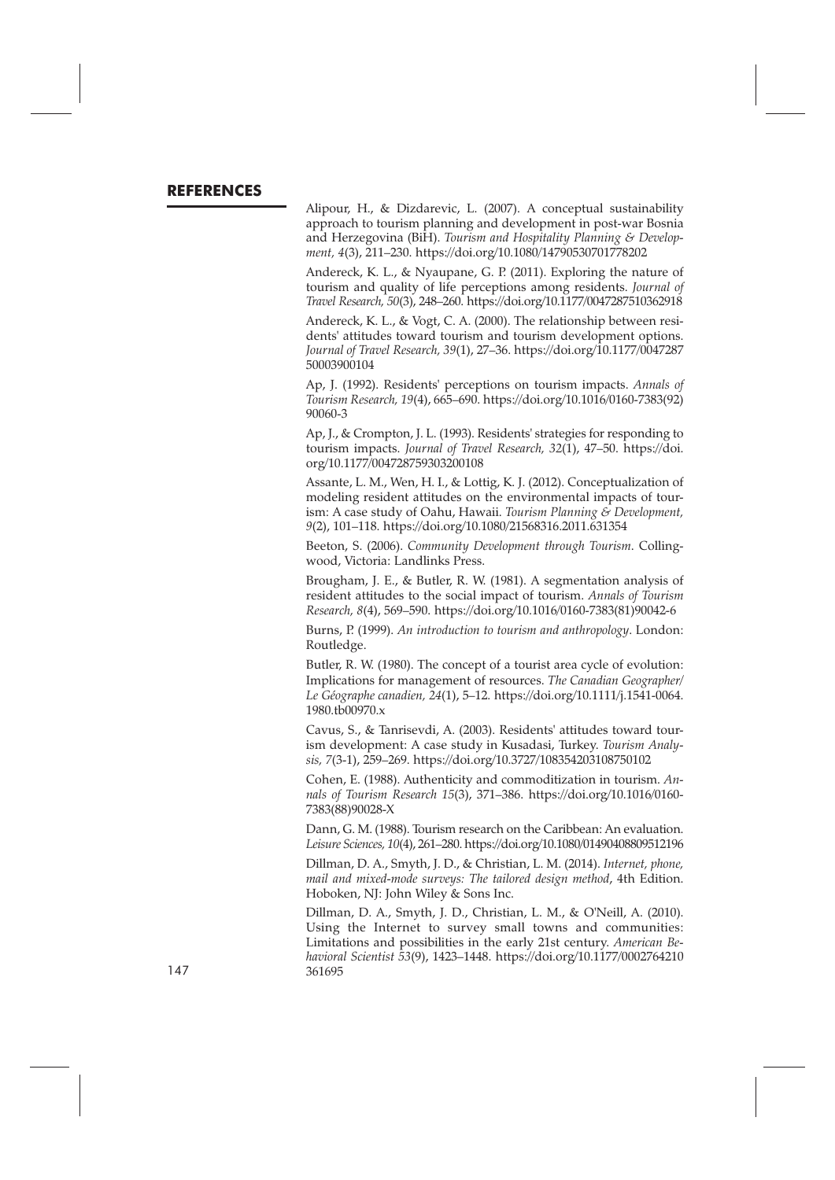## REFERENCES

Alipour, H., & Dizdarevic, L. (2007). A conceptual sustainability approach to tourism planning and development in post-war Bosnia and Herzegovina (BiH). *Tourism and Hospitality Planning & Development, 4*(3), 211–230. https://doi.org/10.1080/14790530701778202

Andereck, K. L., & Nyaupane, G. P. (2011). Exploring the nature of tourism and quality of life perceptions among residents. *Journal of Travel Research, 50*(3), 248–260. https://doi.org/10.1177/0047287510362918

Andereck, K. L., & Vogt, C. A. (2000). The relationship between residents' attitudes toward tourism and tourism development options. *Journal of Travel Research, 39*(1), 27–36. https://doi.org/10.1177/004728750003900104

Ap, J. (1992). Residents' perceptions on tourism impacts. *Annals of Tourism Research, 19*(4), 665–690. https://doi.org/10.1016/0160-7383(92)90060-3

Ap, J., & Crompton, J. L. (1993). Residents' strategies for responding to tourism impacts. *Journal of Travel Research, 32*(1), 47–50. https://doi.org/10.1177/004728759303200108

Assante, L. M., Wen, H. I., & Lottig, K. J. (2012). Conceptualization of modeling resident attitudes on the environmental impacts of tourism: A case study of Oahu, Hawaii. *Tourism Planning & Development, 9*(2), 101–118. https://doi.org/10.1080/21568316.2011.631354

Beeton, S. (2006). *Community Development through Tourism*. Collingwood, Victoria: Landlinks Press.

Brougham, J. E., & Butler, R. W. (1981). A segmentation analysis of resident attitudes to the social impact of tourism. *Annals of Tourism Research, 8*(4), 569–590. https://doi.org/10.1016/0160-7383(81)90042-6

Burns, P. (1999). *An introduction to tourism and anthropology*. London: Routledge.

Butler, R. W. (1980). The concept of a tourist area cycle of evolution: Implications for management of resources. *The Canadian Geographer/Le Géographe canadien, 24*(1), 5–12. https://doi.org/10.1111/j.1541-0064.1980.tb00970.x

Cavus, S., & Tanrisevdi, A. (2003). Residents' attitudes toward tourism development: A case study in Kusadasi, Turkey. *Tourism Analysis, 7*(3-1), 259–269. https://doi.org/10.3727/108354203108750102

Cohen, E. (1988). Authenticity and commoditization in tourism. *Annals of Tourism Research 15*(3), 371–386. https://doi.org/10.1016/0160-7383(88)90028-X

Dann, G. M. (1988). Tourism research on the Caribbean: An evaluation. *Leisure Sciences, 10*(4), 261–280. https://doi.org/10.1080/01490408809512196

Dillman, D. A., Smyth, J. D., & Christian, L. M. (2014). *Internet, phone, mail and mixed-mode surveys: The tailored design method*, 4th Edition. Hoboken, NJ: John Wiley & Sons Inc.

Dillman, D. A., Smyth, J. D., Christian, L. M., & O'Neill, A. (2010). Using the Internet to survey small towns and communities: Limitations and possibilities in the early 21st century. *American Behavioral Scientist 53*(9), 1423–1448. https://doi.org/10.1177/0002764210361695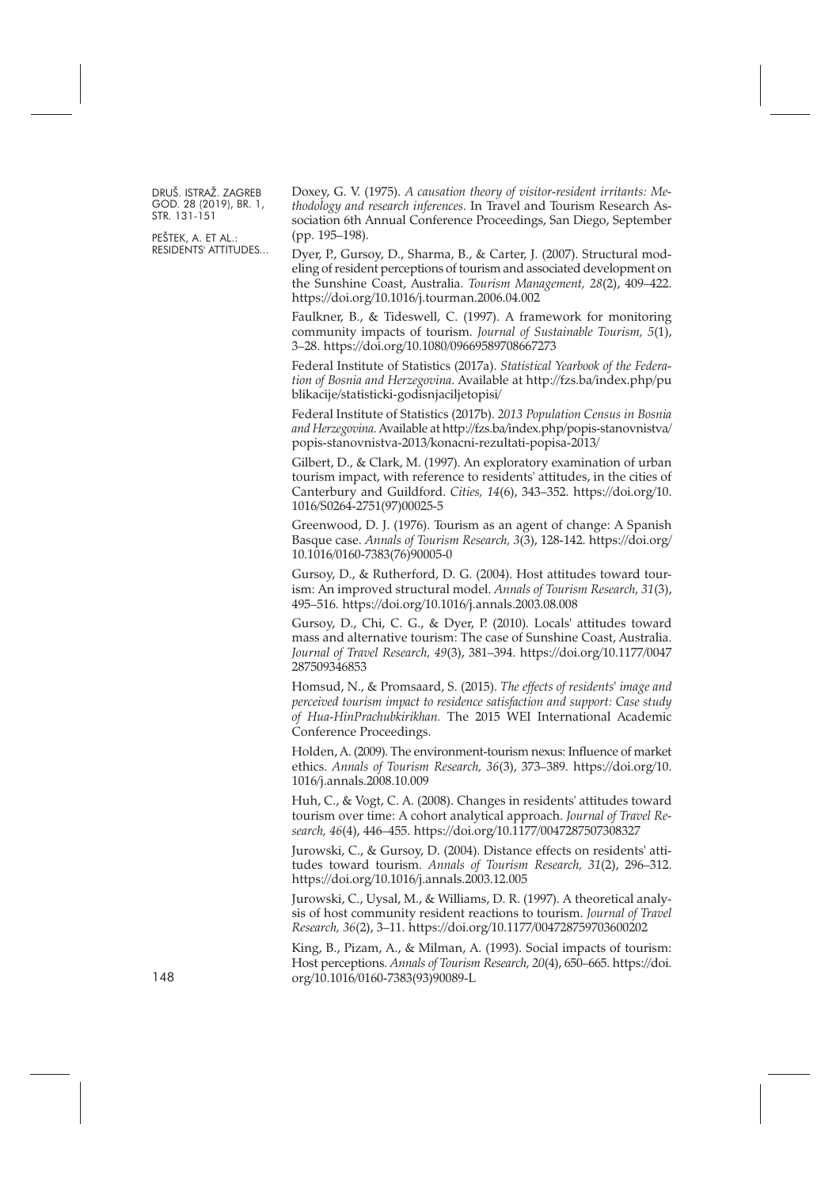Doxey, G. V. (1975). *A causation theory of visitor-resident irritants: Methodology and research inferences*. In Travel and Tourism Research Association 6th Annual Conference Proceedings, San Diego, September (pp. 195–198).

Dyer, P., Gursoy, D., Sharma, B., & Carter, J. (2007). Structural modeling of resident perceptions of tourism and associated development on the Sunshine Coast, Australia. *Tourism Management, 28*(2), 409–422. https://doi.org/10.1016/j.tourman.2006.04.002

Faulkner, B., & Tideswell, C. (1997). A framework for monitoring community impacts of tourism. *Journal of Sustainable Tourism, 5*(1), 3–28. https://doi.org/10.1080/09669589708667273

Federal Institute of Statistics (2017a). *Statistical Yearbook of the Federation of Bosnia and Herzegovina*. Available at http://fzs.ba/index.php/publikacije/statisticki-godisnjaciljetopisi/

Federal Institute of Statistics (2017b). *2013 Population Census in Bosnia and Herzegovina*. Available at http://fzs.ba/index.php/popis-stanovnistva/popis-stanovnistva-2013/konacni-rezultati-popisa-2013/

Gilbert, D., & Clark, M. (1997). An exploratory examination of urban tourism impact, with reference to residents' attitudes, in the cities of Canterbury and Guildford. *Cities, 14*(6), 343–352. https://doi.org/10.1016/S0264-2751(97)00025-5

Greenwood, D. J. (1976). Tourism as an agent of change: A Spanish Basque case. *Annals of Tourism Research, 3*(3), 128-142. https://doi.org/10.1016/0160-7383(76)90005-0

Gursoy, D., & Rutherford, D. G. (2004). Host attitudes toward tourism: An improved structural model. *Annals of Tourism Research, 31*(3), 495–516. https://doi.org/10.1016/j.annals.2003.08.008

Gursoy, D., Chi, C. G., & Dyer, P. (2010). Locals' attitudes toward mass and alternative tourism: The case of Sunshine Coast, Australia. *Journal of Travel Research, 49*(3), 381–394. https://doi.org/10.1177/0047287509346853

Homsud, N., & Promsaard, S. (2015). *The effects of residents' image and perceived tourism impact to residence satisfaction and support: Case study of Hua-HinPrachubkirikhan.* The 2015 WEI International Academic Conference Proceedings.

Holden, A. (2009). The environment-tourism nexus: Influence of market ethics. *Annals of Tourism Research, 36*(3), 373–389. https://doi.org/10.1016/j.annals.2008.10.009

Huh, C., & Vogt, C. A. (2008). Changes in residents' attitudes toward tourism over time: A cohort analytical approach. *Journal of Travel Research, 46*(4), 446–455. https://doi.org/10.1177/0047287507308327

Jurowski, C., & Gursoy, D. (2004). Distance effects on residents' attitudes toward tourism. *Annals of Tourism Research, 31*(2), 296–312. https://doi.org/10.1016/j.annals.2003.12.005

Jurowski, C., Uysal, M., & Williams, D. R. (1997). A theoretical analysis of host community resident reactions to tourism. *Journal of Travel Research, 36*(2), 3–11. https://doi.org/10.1177/004728759703600202

King, B., Pizam, A., & Milman, A. (1993). Social impacts of tourism: Host perceptions. *Annals of Tourism Research, 20*(4), 650–665. https://doi.org/10.1016/0160-7383(93)90089-L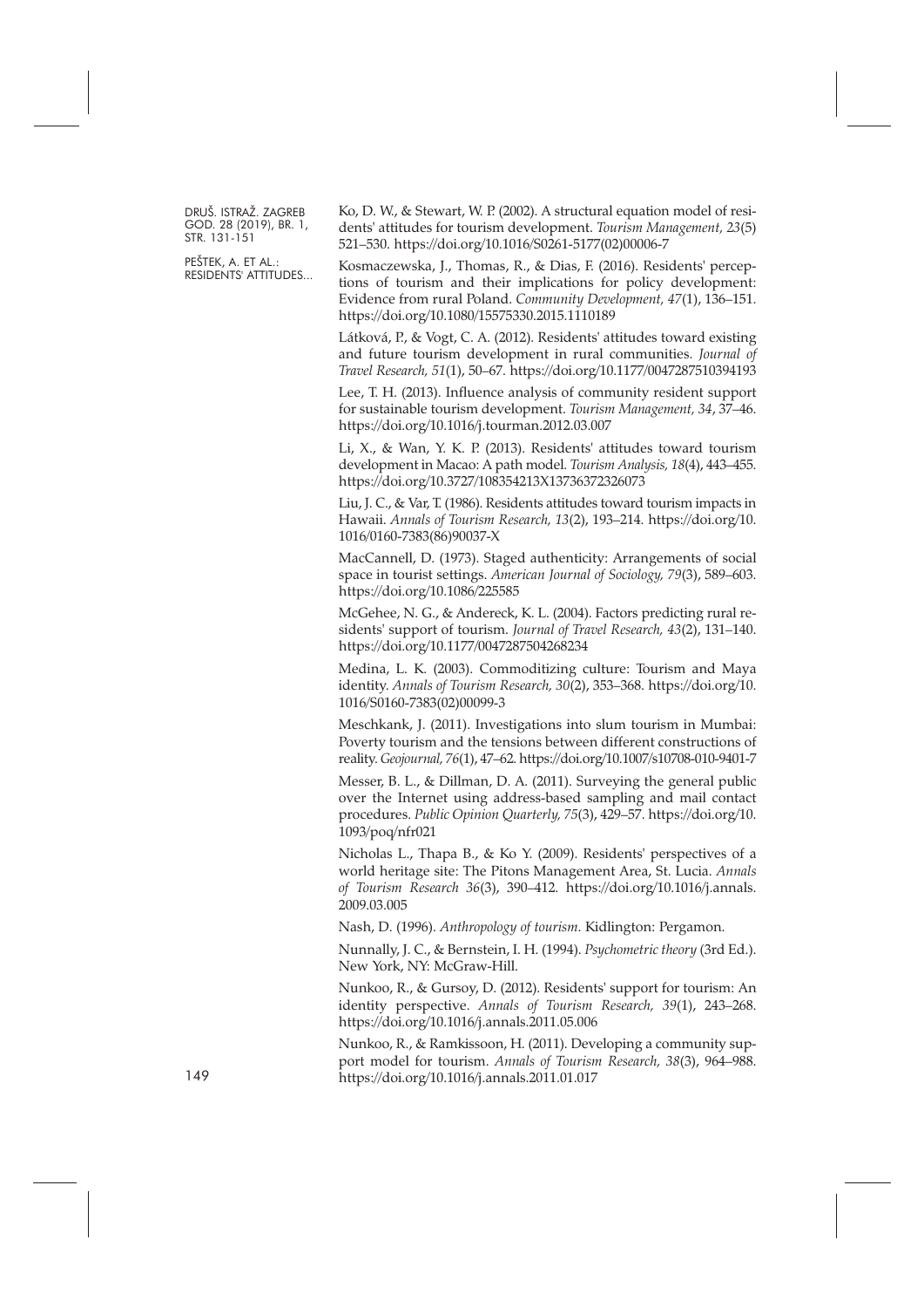Ko, D. W., & Stewart, W. P. (2002). A structural equation model of residents' attitudes for tourism development. *Tourism Management, 23*(5) 521–530. https://doi.org/10.1016/S0261-5177(02)00006-7

Kosmaczewska, J., Thomas, R., & Dias, F. (2016). Residents' perceptions of tourism and their implications for policy development: Evidence from rural Poland. *Community Development, 47*(1), 136–151. https://doi.org/10.1080/15575330.2015.1110189

Látková, P., & Vogt, C. A. (2012). Residents' attitudes toward existing and future tourism development in rural communities. *Journal of Travel Research, 51*(1), 50–67. https://doi.org/10.1177/0047287510394193

Lee, T. H. (2013). Influence analysis of community resident support for sustainable tourism development. *Tourism Management, 34*, 37–46. https://doi.org/10.1016/j.tourman.2012.03.007

Li, X., & Wan, Y. K. P. (2013). Residents' attitudes toward tourism development in Macao: A path model. *Tourism Analysis, 18*(4), 443–455. https://doi.org/10.3727/108354213X13736372326073

Liu, J. C., & Var, T. (1986). Residents attitudes toward tourism impacts in Hawaii. *Annals of Tourism Research, 13*(2), 193–214. https://doi.org/10.1016/0160-7383(86)90037-X

MacCannell, D. (1973). Staged authenticity: Arrangements of social space in tourist settings. *American Journal of Sociology, 79*(3), 589–603. https://doi.org/10.1086/225585

McGehee, N. G., & Andereck, K. L. (2004). Factors predicting rural residents' support of tourism. *Journal of Travel Research, 43*(2), 131–140. https://doi.org/10.1177/0047287504268234

Medina, L. K. (2003). Commoditizing culture: Tourism and Maya identity. *Annals of Tourism Research, 30*(2), 353–368. https://doi.org/10.1016/S0160-7383(02)00099-3

Meschkank, J. (2011). Investigations into slum tourism in Mumbai: Poverty tourism and the tensions between different constructions of reality. *Geojournal, 76*(1), 47–62. https://doi.org/10.1007/s10708-010-9401-7

Messer, B. L., & Dillman, D. A. (2011). Surveying the general public over the Internet using address-based sampling and mail contact procedures. *Public Opinion Quarterly, 75*(3), 429–57. https://doi.org/10.1093/poq/nfr021

Nicholas L., Thapa B., & Ko Y. (2009). Residents' perspectives of a world heritage site: The Pitons Management Area, St. Lucia. *Annals of Tourism Research 36*(3), 390–412. https://doi.org/10.1016/j.annals.2009.03.005

Nash, D. (1996). *Anthropology of tourism*. Kidlington: Pergamon.

Nunnally, J. C., & Bernstein, I. H. (1994). *Psychometric theory* (3rd Ed.). New York, NY: McGraw-Hill.

Nunkoo, R., & Gursoy, D. (2012). Residents' support for tourism: An identity perspective. *Annals of Tourism Research, 39*(1), 243–268. https://doi.org/10.1016/j.annals.2011.05.006

Nunkoo, R., & Ramkissoon, H. (2011). Developing a community support model for tourism. *Annals of Tourism Research, 38*(3), 964–988. https://doi.org/10.1016/j.annals.2011.01.017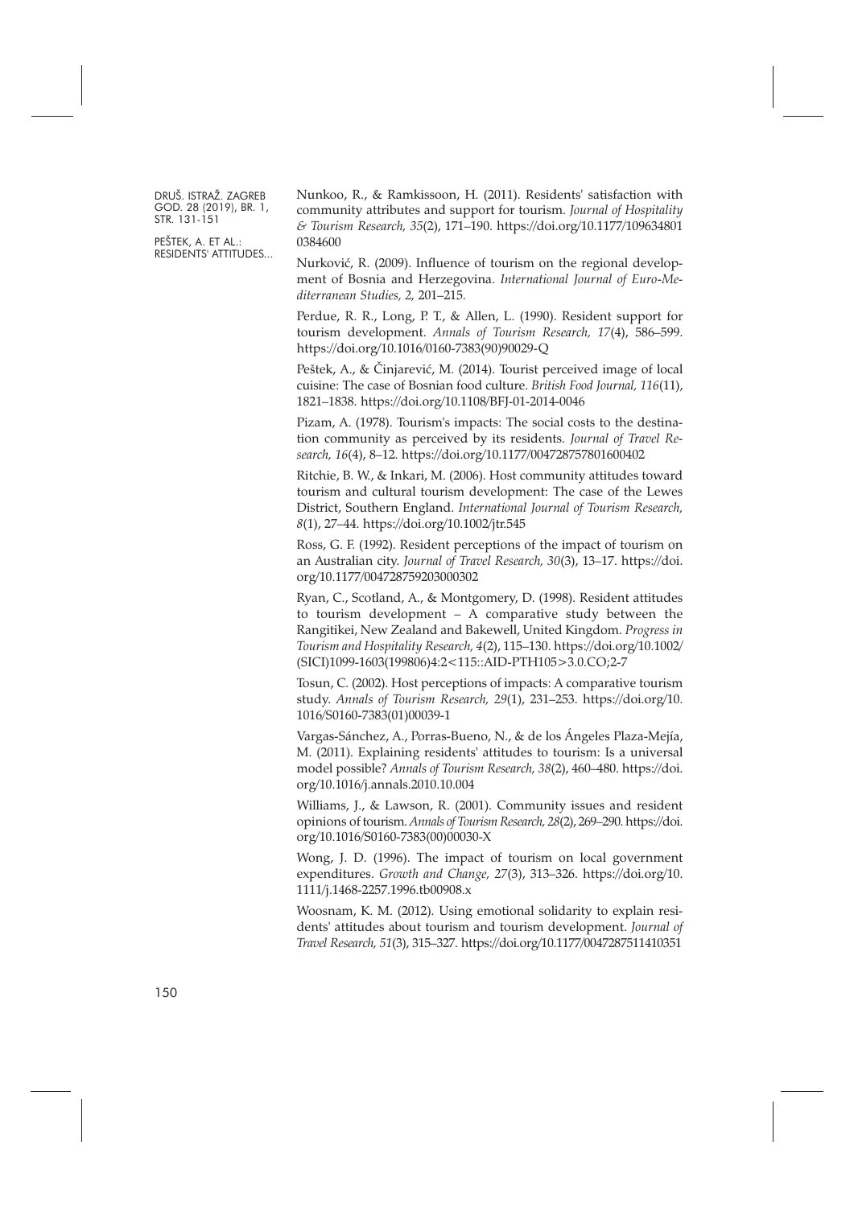Nunkoo, R., & Ramkissoon, H. (2011). Residents' satisfaction with community attributes and support for tourism. *Journal of Hospitality & Tourism Research, 35*(2), 171–190. https://doi.org/10.1177/1096348010384600

Nurković, R. (2009). Influence of tourism on the regional development of Bosnia and Herzegovina. *International Journal of Euro-Mediterranean Studies, 2,* 201–215.

Perdue, R. R., Long, P. T., & Allen, L. (1990). Resident support for tourism development. *Annals of Tourism Research, 17*(4), 586–599. https://doi.org/10.1016/0160-7383(90)90029-Q

Peštek, A., & Činjarević, M. (2014). Tourist perceived image of local cuisine: The case of Bosnian food culture. *British Food Journal, 116*(11), 1821–1838. https://doi.org/10.1108/BFJ-01-2014-0046

Pizam, A. (1978). Tourism's impacts: The social costs to the destination community as perceived by its residents. *Journal of Travel Research, 16*(4), 8–12. https://doi.org/10.1177/004728757801600402

Ritchie, B. W., & Inkari, M. (2006). Host community attitudes toward tourism and cultural tourism development: The case of the Lewes District, Southern England. *International Journal of Tourism Research, 8*(1), 27–44. https://doi.org/10.1002/jtr.545

Ross, G. F. (1992). Resident perceptions of the impact of tourism on an Australian city. *Journal of Travel Research, 30*(3), 13–17. https://doi.org/10.1177/004728759203000302

Ryan, C., Scotland, A., & Montgomery, D. (1998). Resident attitudes to tourism development – A comparative study between the Rangitikei, New Zealand and Bakewell, United Kingdom. *Progress in Tourism and Hospitality Research, 4*(2), 115–130. https://doi.org/10.1002/(SICI)1099-1603(199806)4:2<115::AID-PTH105>3.0.CO;2-7

Tosun, C. (2002). Host perceptions of impacts: A comparative tourism study. *Annals of Tourism Research, 29*(1), 231–253. https://doi.org/10.1016/S0160-7383(01)00039-1

Vargas-Sánchez, A., Porras-Bueno, N., & de los Ángeles Plaza-Mejía, M. (2011). Explaining residents' attitudes to tourism: Is a universal model possible? *Annals of Tourism Research, 38*(2), 460–480. https://doi.org/10.1016/j.annals.2010.10.004

Williams, J., & Lawson, R. (2001). Community issues and resident opinions of tourism. *Annals of Tourism Research, 28*(2), 269–290. https://doi.org/10.1016/S0160-7383(00)00030-X

Wong, J. D. (1996). The impact of tourism on local government expenditures. *Growth and Change, 27*(3), 313–326. https://doi.org/10.1111/j.1468-2257.1996.tb00908.x

Woosnam, K. M. (2012). Using emotional solidarity to explain residents' attitudes about tourism and tourism development. *Journal of Travel Research, 51*(3), 315–327. https://doi.org/10.1177/0047287511410351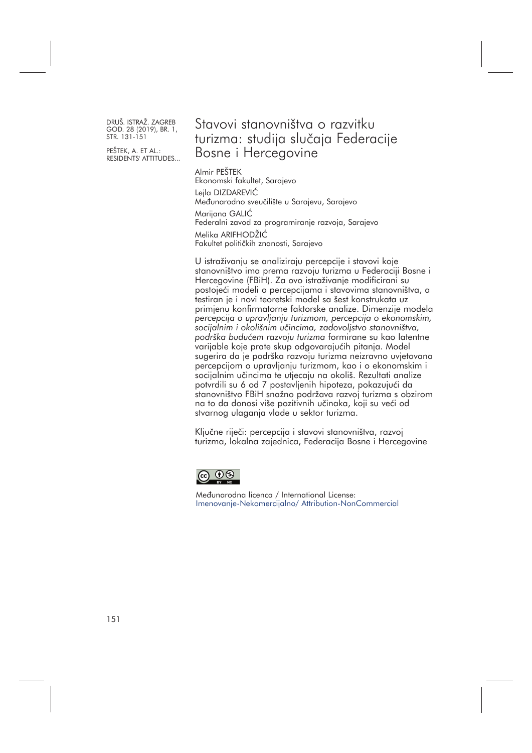# Stavovi stanovništva o razvitku turizma: studija slučaja Federacije Bosne i Hercegovine

Almir PEŠTEK
Ekonomski fakultet, Sarajevo

Lejla DIZDAREVIĆ
Međunarodno sveučilište u Sarajevu, Sarajevo

Marijana GALIĆ
Federalni zavod za programiranje razvoja, Sarajevo

Melika ARIFHODŽIĆ
Fakultet političkih znanosti, Sarajevo

U istraživanju se analiziraju percepcije i stavovi koje stanovništvo ima prema razvoju turizma u Federaciji Bosne i Hercegovine (FBiH). Za ovo istraživanje modificirani su postojeći modeli o percepcijama i stavovima stanovništva, a testiran je i novi teoretski model sa šest konstrukata uz primjenu konfirmatorne faktorske analize. Dimenzije modela *percepcija o upravljanju turizmom, percepcija o ekonomskim, socijalnim i okolišnim učincima, zadovoljstvo stanovništva, podrška budućem razvoju turizma* formirane su kao latentne varijable koje prate skup odgovarajućih pitanja. Model sugerira da je podrška razvoju turizma neizravno uvjetovana percepcijom o upravljanju turizmom, kao i o ekonomskim i socijalnim učincima te utjecaju na okoliš. Rezultati analize potvrdili su 6 od 7 postavljenih hipoteza, pokazujući da stanovništvo FBiH snažno podržava razvoj turizma s obzirom na to da donosi više pozitivnih učinaka, koji su veći od stvarnog ulaganja vlade u sektor turizma.

Ključne riječi: percepcija i stavovi stanovništva, razvoj turizma, lokalna zajednica, Federacija Bosne i Hercegovine

Međunarodna licenca / International License:
Imenovanje-Nekomercijalno/ Attribution-NonCommercial